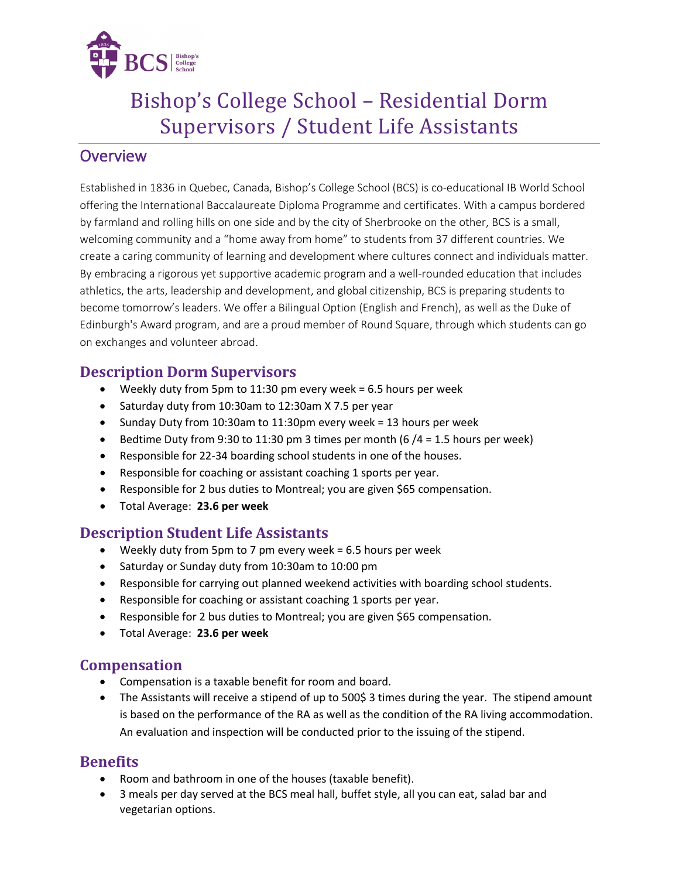# Bishop's College School – Residential Dorm Supervisors / Student Life Assistants

## Overview

Established in 1836 in Quebec, Canada, Bishop's College School (BCS) is co-educational IB World School offering the International Baccalaureate Diploma Programme and certificates. With a campus bordered by farmland and rolling hills on one side and by the city of Sherbrooke on the other, BCS is a small, welcoming community and a "home away from home" to students from 37 different countries. We create a caring community of learning and development where cultures connect and individuals matter. By embracing a rigorous yet supportive academic program and a well-rounded education that includes athletics, the arts, leadership and development, and global citizenship, BCS is preparing students to become tomorrow's leaders. We offer a Bilingual Option (English and French), as well as the Duke of Edinburgh's Award program, and are a proud member of Round Square, through which students can go on exchanges and volunteer abroad.

## Description Dorm Supervisors

- Weekly duty from 5pm to 11:30 pm every week = 6.5 hours per week
- Saturday duty from 10:30am to 12:30am X 7.5 per year
- Sunday Duty from 10:30am to 11:30pm every week = 13 hours per week
- Bedtime Duty from 9:30 to 11:30 pm 3 times per month (6 /4 = 1.5 hours per week)
- Responsible for 22-34 boarding school students in one of the houses.
- Responsible for coaching or assistant coaching 1 sports per year.
- Responsible for 2 bus duties to Montreal; you are given $65 compensation.
- Total Average: **23.6 per week**

## Description Student Life Assistants

- Weekly duty from 5pm to 7 pm every week = 6.5 hours per week
- Saturday or Sunday duty from 10:30am to 10:00 pm
- Responsible for carrying out planned weekend activities with boarding school students.
- Responsible for coaching or assistant coaching 1 sports per year.
- Responsible for 2 bus duties to Montreal; you are given $65 compensation.
- Total Average: **23.6 per week**

## Compensation

- Compensation is a taxable benefit for room and board.
- The Assistants will receive a stipend of up to 500$ 3 times during the year. The stipend amount is based on the performance of the RA as well as the condition of the RA living accommodation. An evaluation and inspection will be conducted prior to the issuing of the stipend.

## Benefits

- Room and bathroom in one of the houses (taxable benefit).
- 3 meals per day served at the BCS meal hall, buffet style, all you can eat, salad bar and vegetarian options.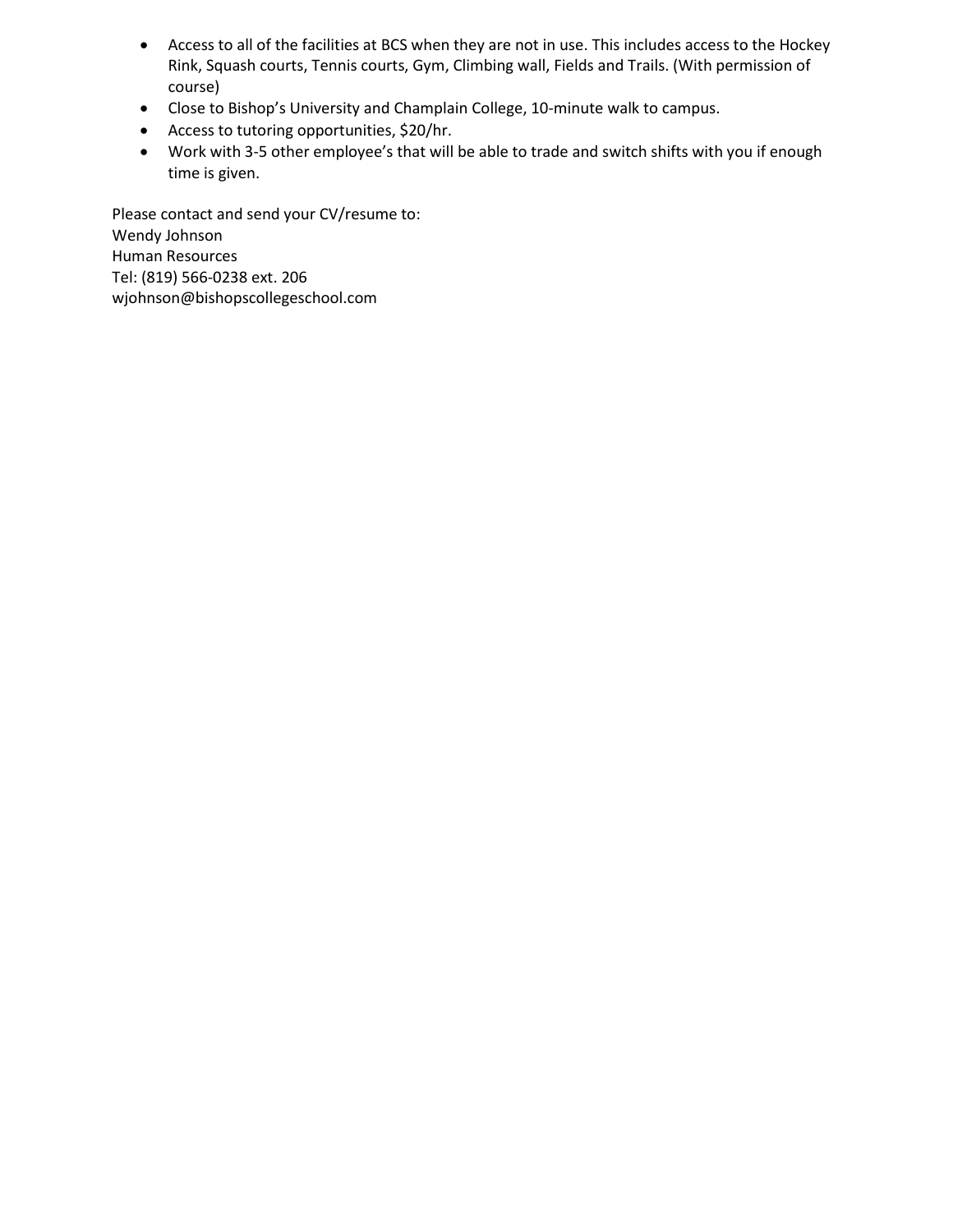- Access to all of the facilities at BCS when they are not in use. This includes access to the Hockey Rink, Squash courts, Tennis courts, Gym, Climbing wall, Fields and Trails. (With permission of course)
- Close to Bishop's University and Champlain College, 10-minute walk to campus.
- Access to tutoring opportunities, $20/hr.
- Work with 3-5 other employee's that will be able to trade and switch shifts with you if enough time is given.

Please contact and send your CV/resume to:
Wendy Johnson
Human Resources
Tel: (819) 566-0238 ext. 206
wjohnson@bishopscollegeschool.com